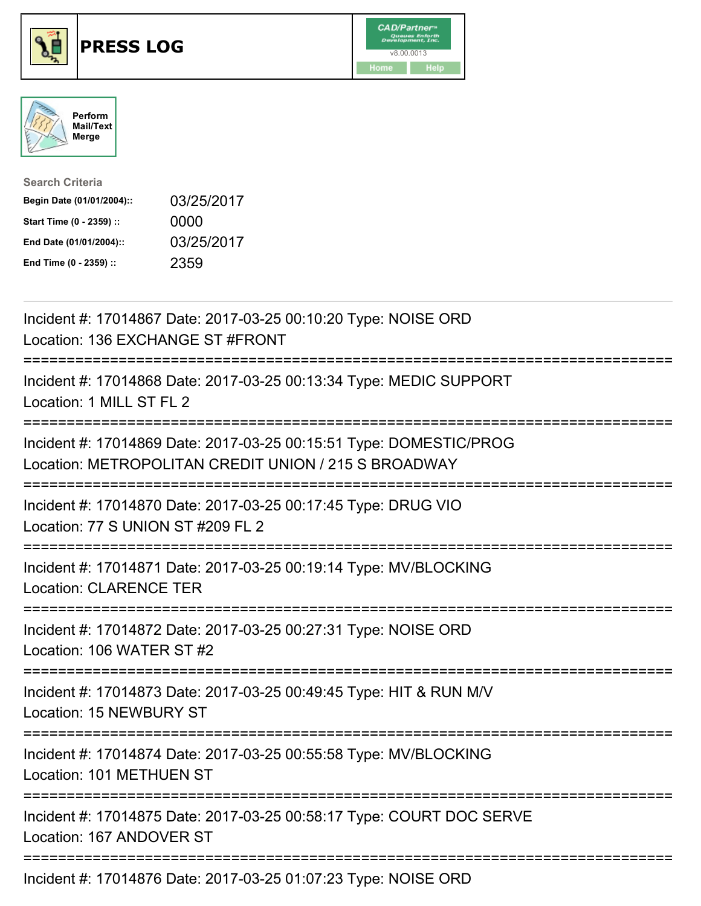# PRESS LOG

Perform Mail/Text Merge

**Search Criteria**

| | |
|---|---|
| **Begin Date (01/01/2004)::** | 03/25/2017 |
| **Start Time (0 - 2359) ::** | 0000 |
| **End Date (01/01/2004)::** | 03/25/2017 |
| **End Time (0 - 2359) ::** | 2359 |

Incident #: 17014867 Date: 2017-03-25 00:10:20 Type: NOISE ORD
Location: 136 EXCHANGE ST #FRONT

===========================================================================

Incident #: 17014868 Date: 2017-03-25 00:13:34 Type: MEDIC SUPPORT
Location: 1 MILL ST FL 2

===========================================================================

Incident #: 17014869 Date: 2017-03-25 00:15:51 Type: DOMESTIC/PROG
Location: METROPOLITAN CREDIT UNION / 215 S BROADWAY

===========================================================================

Incident #: 17014870 Date: 2017-03-25 00:17:45 Type: DRUG VIO
Location: 77 S UNION ST #209 FL 2

===========================================================================

Incident #: 17014871 Date: 2017-03-25 00:19:14 Type: MV/BLOCKING
Location: CLARENCE TER

===========================================================================

Incident #: 17014872 Date: 2017-03-25 00:27:31 Type: NOISE ORD
Location: 106 WATER ST #2

===========================================================================

Incident #: 17014873 Date: 2017-03-25 00:49:45 Type: HIT & RUN M/V
Location: 15 NEWBURY ST

===========================================================================

Incident #: 17014874 Date: 2017-03-25 00:55:58 Type: MV/BLOCKING
Location: 101 METHUEN ST

===========================================================================

Incident #: 17014875 Date: 2017-03-25 00:58:17 Type: COURT DOC SERVE
Location: 167 ANDOVER ST

===========================================================================

Incident #: 17014876 Date: 2017-03-25 01:07:23 Type: NOISE ORD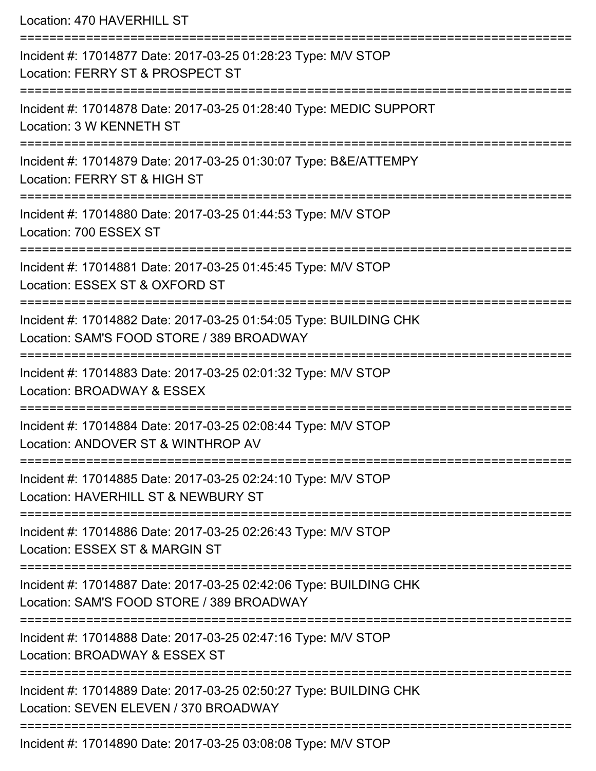Location: 470 HAVERHILL ST

===========================================================================

Incident #: 17014877 Date: 2017-03-25 01:28:23 Type: M/V STOP
Location: FERRY ST & PROSPECT ST

===========================================================================

Incident #: 17014878 Date: 2017-03-25 01:28:40 Type: MEDIC SUPPORT
Location: 3 W KENNETH ST

===========================================================================

Incident #: 17014879 Date: 2017-03-25 01:30:07 Type: B&E/ATTEMPY
Location: FERRY ST & HIGH ST

===========================================================================

Incident #: 17014880 Date: 2017-03-25 01:44:53 Type: M/V STOP
Location: 700 ESSEX ST

===========================================================================

Incident #: 17014881 Date: 2017-03-25 01:45:45 Type: M/V STOP
Location: ESSEX ST & OXFORD ST

===========================================================================

Incident #: 17014882 Date: 2017-03-25 01:54:05 Type: BUILDING CHK
Location: SAM'S FOOD STORE / 389 BROADWAY

===========================================================================

Incident #: 17014883 Date: 2017-03-25 02:01:32 Type: M/V STOP
Location: BROADWAY & ESSEX

===========================================================================

Incident #: 17014884 Date: 2017-03-25 02:08:44 Type: M/V STOP
Location: ANDOVER ST & WINTHROP AV

===========================================================================

Incident #: 17014885 Date: 2017-03-25 02:24:10 Type: M/V STOP
Location: HAVERHILL ST & NEWBURY ST

===========================================================================

Incident #: 17014886 Date: 2017-03-25 02:26:43 Type: M/V STOP
Location: ESSEX ST & MARGIN ST

===========================================================================

Incident #: 17014887 Date: 2017-03-25 02:42:06 Type: BUILDING CHK
Location: SAM'S FOOD STORE / 389 BROADWAY

===========================================================================

Incident #: 17014888 Date: 2017-03-25 02:47:16 Type: M/V STOP
Location: BROADWAY & ESSEX ST

===========================================================================

Incident #: 17014889 Date: 2017-03-25 02:50:27 Type: BUILDING CHK
Location: SEVEN ELEVEN / 370 BROADWAY

===========================================================================

Incident #: 17014890 Date: 2017-03-25 03:08:08 Type: M/V STOP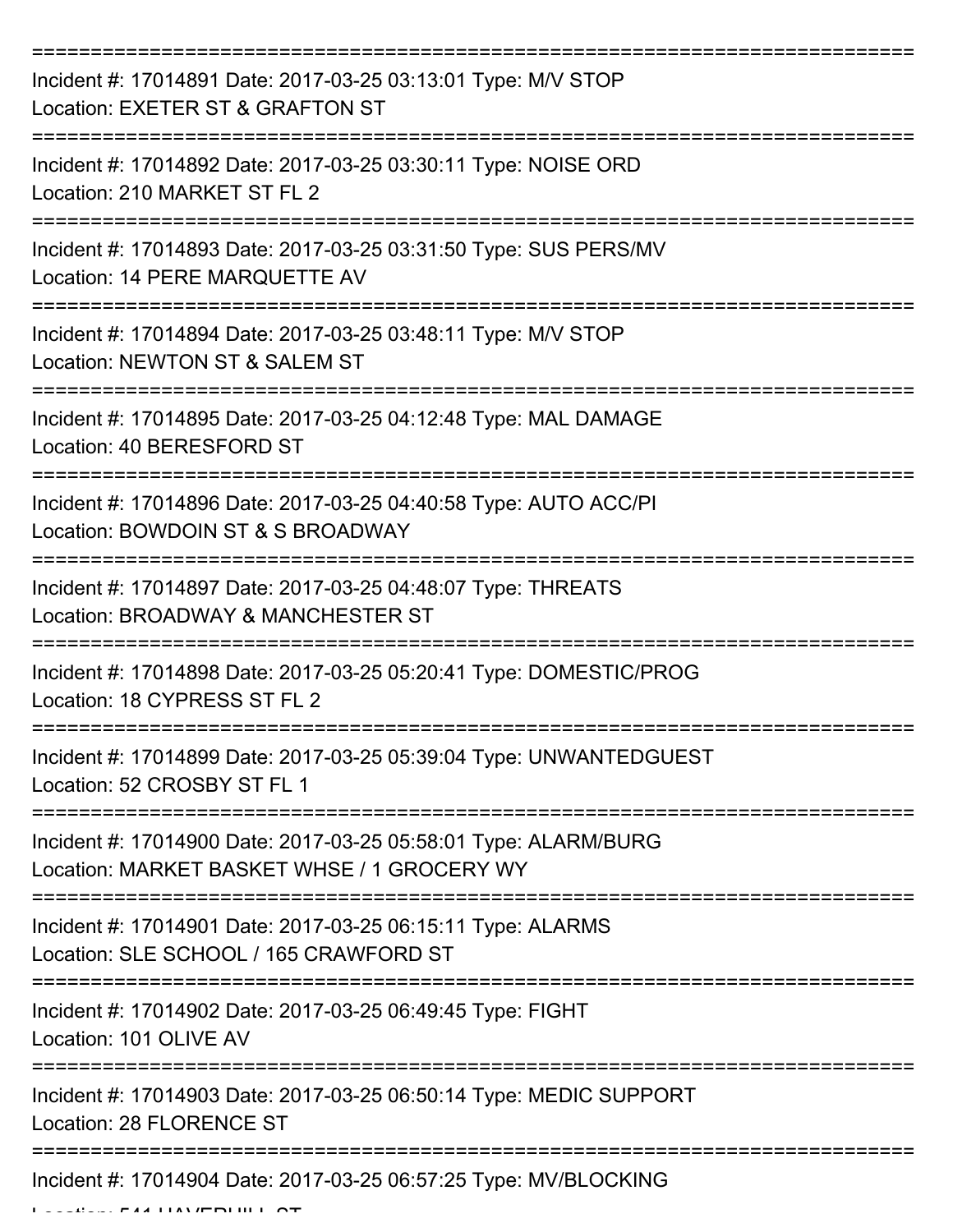===========================================================================

Incident #: 17014891 Date: 2017-03-25 03:13:01 Type: M/V STOP
Location: EXETER ST & GRAFTON ST

===========================================================================

Incident #: 17014892 Date: 2017-03-25 03:30:11 Type: NOISE ORD
Location: 210 MARKET ST FL 2

===========================================================================

Incident #: 17014893 Date: 2017-03-25 03:31:50 Type: SUS PERS/MV
Location: 14 PERE MARQUETTE AV

===========================================================================

Incident #: 17014894 Date: 2017-03-25 03:48:11 Type: M/V STOP
Location: NEWTON ST & SALEM ST

===========================================================================

Incident #: 17014895 Date: 2017-03-25 04:12:48 Type: MAL DAMAGE
Location: 40 BERESFORD ST

===========================================================================

Incident #: 17014896 Date: 2017-03-25 04:40:58 Type: AUTO ACC/PI
Location: BOWDOIN ST & S BROADWAY

===========================================================================

Incident #: 17014897 Date: 2017-03-25 04:48:07 Type: THREATS
Location: BROADWAY & MANCHESTER ST

===========================================================================

Incident #: 17014898 Date: 2017-03-25 05:20:41 Type: DOMESTIC/PROG
Location: 18 CYPRESS ST FL 2

===========================================================================

Incident #: 17014899 Date: 2017-03-25 05:39:04 Type: UNWANTEDGUEST
Location: 52 CROSBY ST FL 1

===========================================================================

Incident #: 17014900 Date: 2017-03-25 05:58:01 Type: ALARM/BURG
Location: MARKET BASKET WHSE / 1 GROCERY WY

===========================================================================

Incident #: 17014901 Date: 2017-03-25 06:15:11 Type: ALARMS
Location: SLE SCHOOL / 165 CRAWFORD ST

===========================================================================

Incident #: 17014902 Date: 2017-03-25 06:49:45 Type: FIGHT
Location: 101 OLIVE AV

===========================================================================

Incident #: 17014903 Date: 2017-03-25 06:50:14 Type: MEDIC SUPPORT
Location: 28 FLORENCE ST

===========================================================================

Incident #: 17014904 Date: 2017-03-25 06:57:25 Type: MV/BLOCKING
Location: 541 HAVERHILL ST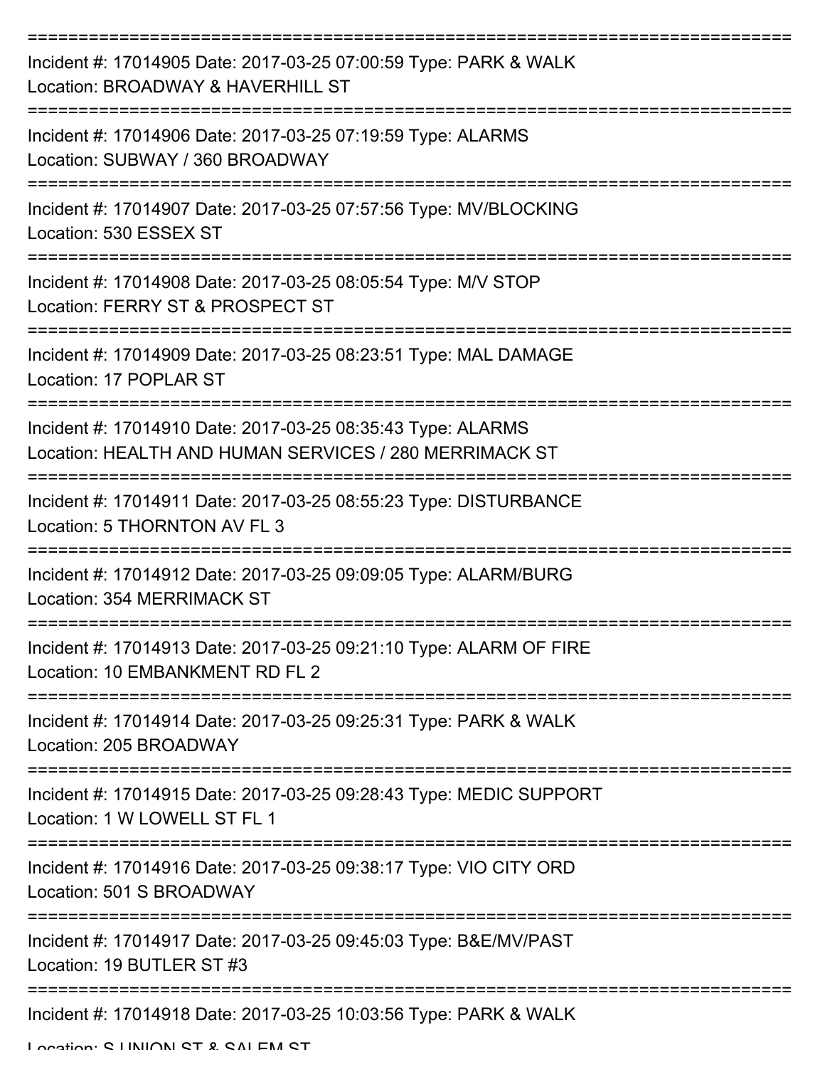===========================================================================

Incident #: 17014905 Date: 2017-03-25 07:00:59 Type: PARK & WALK
Location: BROADWAY & HAVERHILL ST

===========================================================================

Incident #: 17014906 Date: 2017-03-25 07:19:59 Type: ALARMS
Location: SUBWAY / 360 BROADWAY

===========================================================================

Incident #: 17014907 Date: 2017-03-25 07:57:56 Type: MV/BLOCKING
Location: 530 ESSEX ST

===========================================================================

Incident #: 17014908 Date: 2017-03-25 08:05:54 Type: M/V STOP
Location: FERRY ST & PROSPECT ST

===========================================================================

Incident #: 17014909 Date: 2017-03-25 08:23:51 Type: MAL DAMAGE
Location: 17 POPLAR ST

===========================================================================

Incident #: 17014910 Date: 2017-03-25 08:35:43 Type: ALARMS
Location: HEALTH AND HUMAN SERVICES / 280 MERRIMACK ST

===========================================================================

Incident #: 17014911 Date: 2017-03-25 08:55:23 Type: DISTURBANCE
Location: 5 THORNTON AV FL 3

===========================================================================

Incident #: 17014912 Date: 2017-03-25 09:09:05 Type: ALARM/BURG
Location: 354 MERRIMACK ST

===========================================================================

Incident #: 17014913 Date: 2017-03-25 09:21:10 Type: ALARM OF FIRE
Location: 10 EMBANKMENT RD FL 2

===========================================================================

Incident #: 17014914 Date: 2017-03-25 09:25:31 Type: PARK & WALK
Location: 205 BROADWAY

===========================================================================

Incident #: 17014915 Date: 2017-03-25 09:28:43 Type: MEDIC SUPPORT
Location: 1 W LOWELL ST FL 1

===========================================================================

Incident #: 17014916 Date: 2017-03-25 09:38:17 Type: VIO CITY ORD
Location: 501 S BROADWAY

===========================================================================

Incident #: 17014917 Date: 2017-03-25 09:45:03 Type: B&E/MV/PAST
Location: 19 BUTLER ST #3

===========================================================================

Incident #: 17014918 Date: 2017-03-25 10:03:56 Type: PARK & WALK
Location: S UNION ST & SALEM ST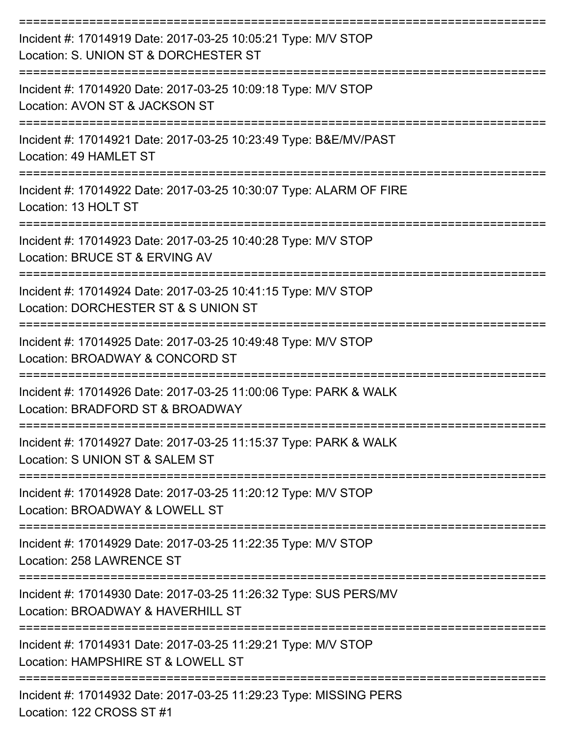===========================================================================

Incident #: 17014919 Date: 2017-03-25 10:05:21 Type: M/V STOP
Location: S. UNION ST & DORCHESTER ST

===========================================================================

Incident #: 17014920 Date: 2017-03-25 10:09:18 Type: M/V STOP
Location: AVON ST & JACKSON ST

===========================================================================

Incident #: 17014921 Date: 2017-03-25 10:23:49 Type: B&E/MV/PAST
Location: 49 HAMLET ST

===========================================================================

Incident #: 17014922 Date: 2017-03-25 10:30:07 Type: ALARM OF FIRE
Location: 13 HOLT ST

===========================================================================

Incident #: 17014923 Date: 2017-03-25 10:40:28 Type: M/V STOP
Location: BRUCE ST & ERVING AV

===========================================================================

Incident #: 17014924 Date: 2017-03-25 10:41:15 Type: M/V STOP
Location: DORCHESTER ST & S UNION ST

===========================================================================

Incident #: 17014925 Date: 2017-03-25 10:49:48 Type: M/V STOP
Location: BROADWAY & CONCORD ST

===========================================================================

Incident #: 17014926 Date: 2017-03-25 11:00:06 Type: PARK & WALK
Location: BRADFORD ST & BROADWAY

===========================================================================

Incident #: 17014927 Date: 2017-03-25 11:15:37 Type: PARK & WALK
Location: S UNION ST & SALEM ST

===========================================================================

Incident #: 17014928 Date: 2017-03-25 11:20:12 Type: M/V STOP
Location: BROADWAY & LOWELL ST

===========================================================================

Incident #: 17014929 Date: 2017-03-25 11:22:35 Type: M/V STOP
Location: 258 LAWRENCE ST

===========================================================================

Incident #: 17014930 Date: 2017-03-25 11:26:32 Type: SUS PERS/MV
Location: BROADWAY & HAVERHILL ST

===========================================================================

Incident #: 17014931 Date: 2017-03-25 11:29:21 Type: M/V STOP
Location: HAMPSHIRE ST & LOWELL ST

===========================================================================

Incident #: 17014932 Date: 2017-03-25 11:29:23 Type: MISSING PERS
Location: 122 CROSS ST #1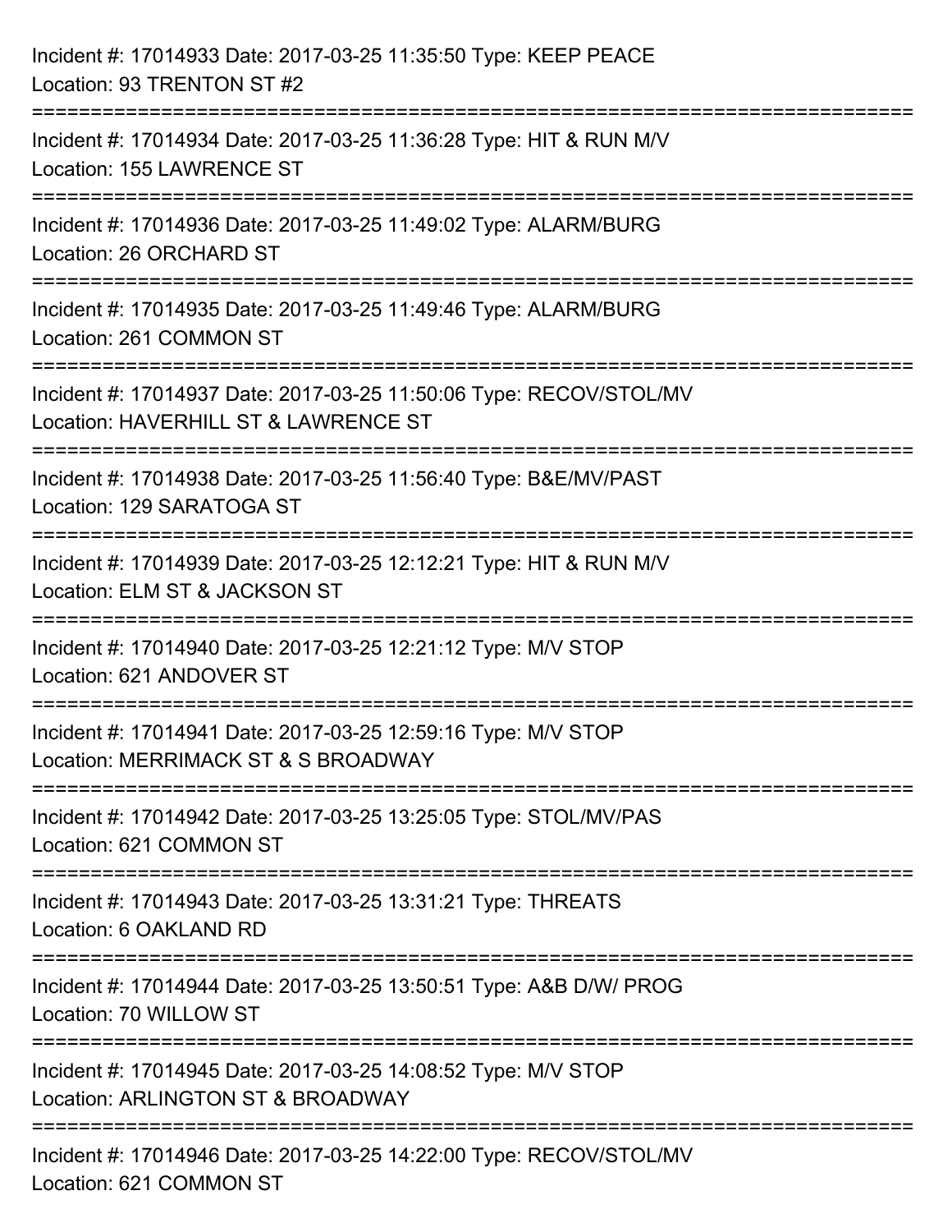Incident #: 17014933 Date: 2017-03-25 11:35:50 Type: KEEP PEACE
Location: 93 TRENTON ST #2

===========================================================================

Incident #: 17014934 Date: 2017-03-25 11:36:28 Type: HIT & RUN M/V
Location: 155 LAWRENCE ST

===========================================================================

Incident #: 17014936 Date: 2017-03-25 11:49:02 Type: ALARM/BURG
Location: 26 ORCHARD ST

===========================================================================

Incident #: 17014935 Date: 2017-03-25 11:49:46 Type: ALARM/BURG
Location: 261 COMMON ST

===========================================================================

Incident #: 17014937 Date: 2017-03-25 11:50:06 Type: RECOV/STOL/MV
Location: HAVERHILL ST & LAWRENCE ST

===========================================================================

Incident #: 17014938 Date: 2017-03-25 11:56:40 Type: B&E/MV/PAST
Location: 129 SARATOGA ST

===========================================================================

Incident #: 17014939 Date: 2017-03-25 12:12:21 Type: HIT & RUN M/V
Location: ELM ST & JACKSON ST

===========================================================================

Incident #: 17014940 Date: 2017-03-25 12:21:12 Type: M/V STOP
Location: 621 ANDOVER ST

===========================================================================

Incident #: 17014941 Date: 2017-03-25 12:59:16 Type: M/V STOP
Location: MERRIMACK ST & S BROADWAY

===========================================================================

Incident #: 17014942 Date: 2017-03-25 13:25:05 Type: STOL/MV/PAS
Location: 621 COMMON ST

===========================================================================

Incident #: 17014943 Date: 2017-03-25 13:31:21 Type: THREATS
Location: 6 OAKLAND RD

===========================================================================

Incident #: 17014944 Date: 2017-03-25 13:50:51 Type: A&B D/W/ PROG
Location: 70 WILLOW ST

===========================================================================

Incident #: 17014945 Date: 2017-03-25 14:08:52 Type: M/V STOP
Location: ARLINGTON ST & BROADWAY

===========================================================================

Incident #: 17014946 Date: 2017-03-25 14:22:00 Type: RECOV/STOL/MV
Location: 621 COMMON ST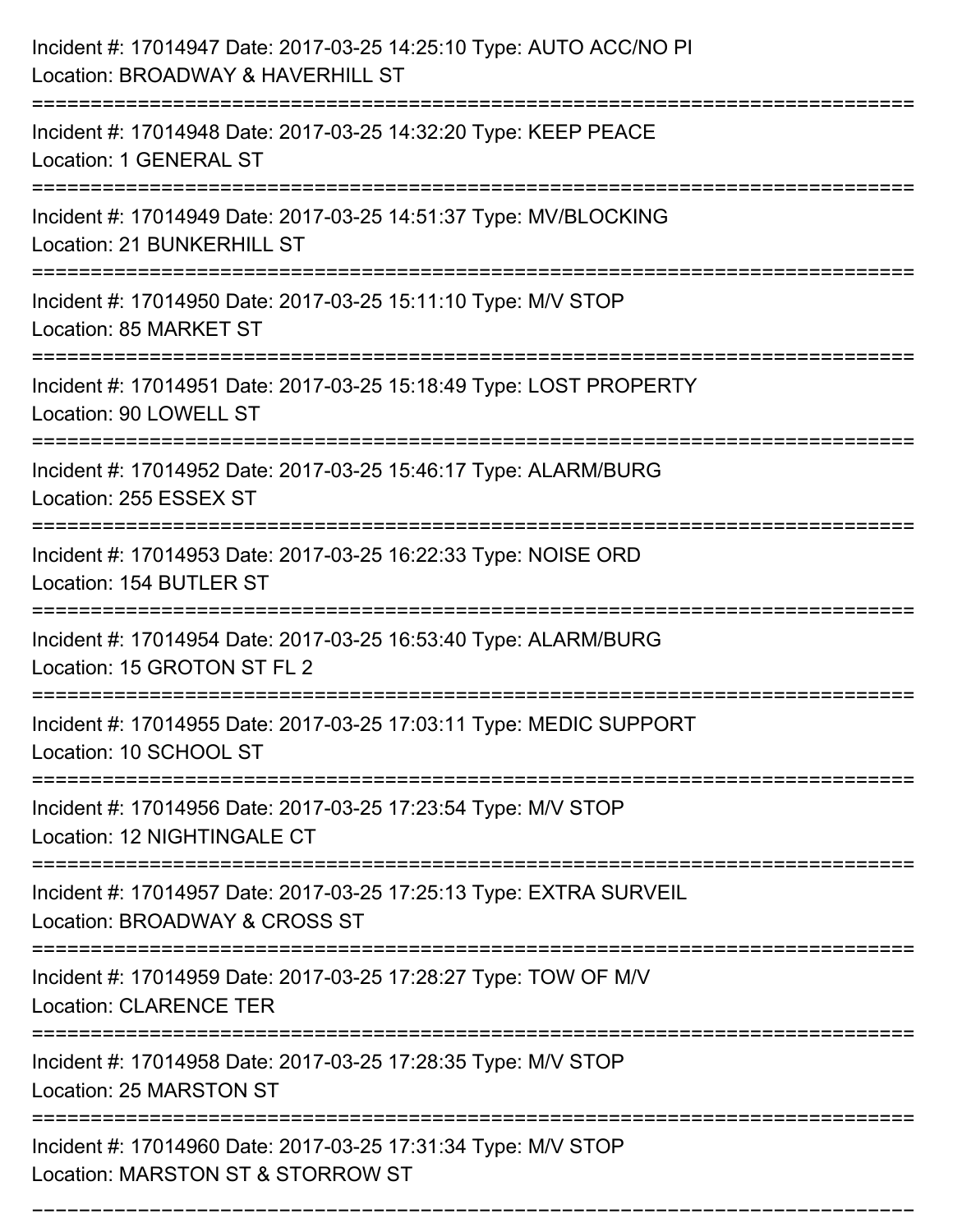Incident #: 17014947 Date: 2017-03-25 14:25:10 Type: AUTO ACC/NO PI
Location: BROADWAY & HAVERHILL ST

===========================================================================

Incident #: 17014948 Date: 2017-03-25 14:32:20 Type: KEEP PEACE
Location: 1 GENERAL ST

===========================================================================

Incident #: 17014949 Date: 2017-03-25 14:51:37 Type: MV/BLOCKING
Location: 21 BUNKERHILL ST

===========================================================================

Incident #: 17014950 Date: 2017-03-25 15:11:10 Type: M/V STOP
Location: 85 MARKET ST

===========================================================================

Incident #: 17014951 Date: 2017-03-25 15:18:49 Type: LOST PROPERTY
Location: 90 LOWELL ST

===========================================================================

Incident #: 17014952 Date: 2017-03-25 15:46:17 Type: ALARM/BURG
Location: 255 ESSEX ST

===========================================================================

Incident #: 17014953 Date: 2017-03-25 16:22:33 Type: NOISE ORD
Location: 154 BUTLER ST

===========================================================================

Incident #: 17014954 Date: 2017-03-25 16:53:40 Type: ALARM/BURG
Location: 15 GROTON ST FL 2

===========================================================================

Incident #: 17014955 Date: 2017-03-25 17:03:11 Type: MEDIC SUPPORT
Location: 10 SCHOOL ST

===========================================================================

Incident #: 17014956 Date: 2017-03-25 17:23:54 Type: M/V STOP
Location: 12 NIGHTINGALE CT

===========================================================================

Incident #: 17014957 Date: 2017-03-25 17:25:13 Type: EXTRA SURVEIL
Location: BROADWAY & CROSS ST

===========================================================================

Incident #: 17014959 Date: 2017-03-25 17:28:27 Type: TOW OF M/V
Location: CLARENCE TER

===========================================================================

Incident #: 17014958 Date: 2017-03-25 17:28:35 Type: M/V STOP
Location: 25 MARSTON ST

===========================================================================

Incident #: 17014960 Date: 2017-03-25 17:31:34 Type: M/V STOP
Location: MARSTON ST & STORROW ST

===========================================================================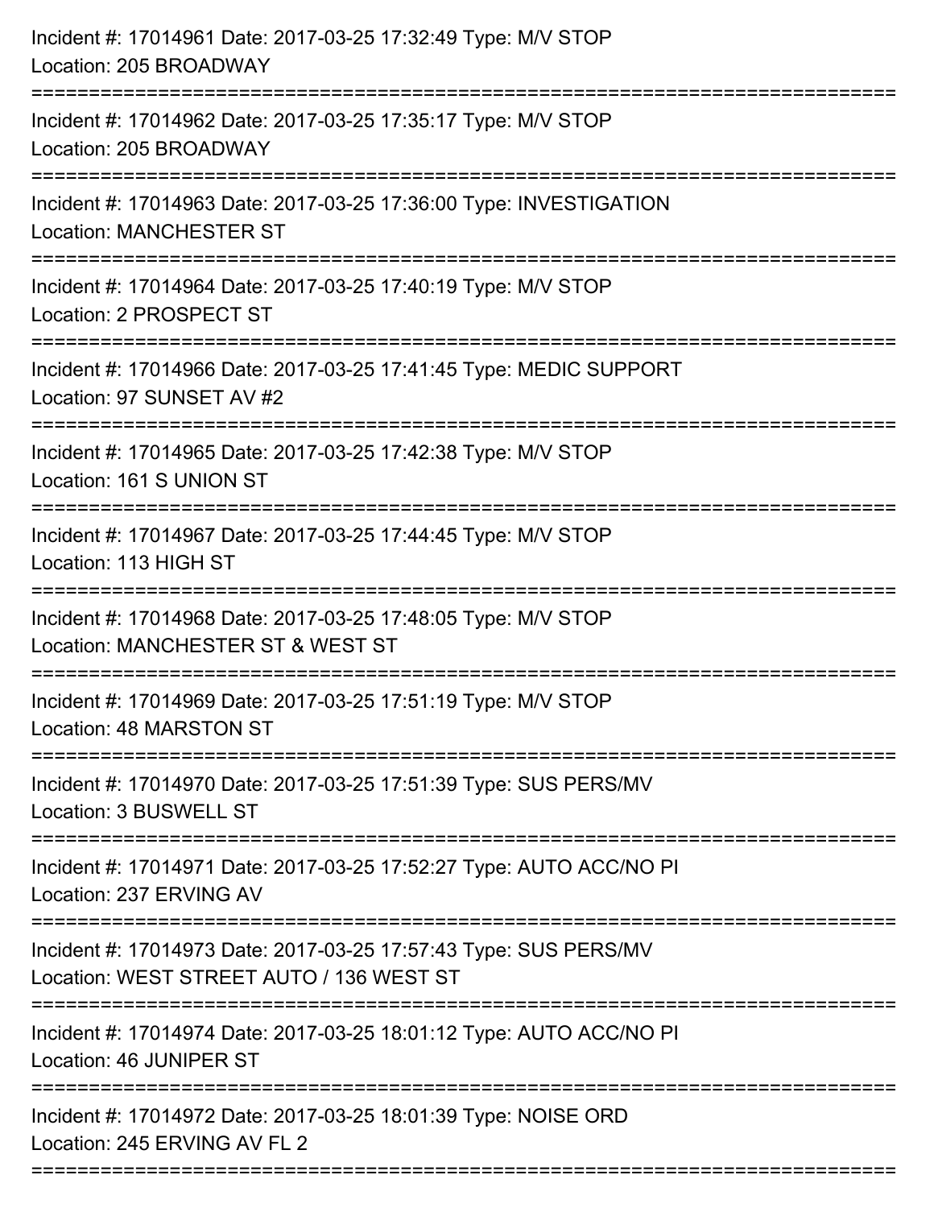Incident #: 17014961 Date: 2017-03-25 17:32:49 Type: M/V STOP
Location: 205 BROADWAY

===========================================================================

Incident #: 17014962 Date: 2017-03-25 17:35:17 Type: M/V STOP
Location: 205 BROADWAY

===========================================================================

Incident #: 17014963 Date: 2017-03-25 17:36:00 Type: INVESTIGATION
Location: MANCHESTER ST

===========================================================================

Incident #: 17014964 Date: 2017-03-25 17:40:19 Type: M/V STOP
Location: 2 PROSPECT ST

===========================================================================

Incident #: 17014966 Date: 2017-03-25 17:41:45 Type: MEDIC SUPPORT
Location: 97 SUNSET AV #2

===========================================================================

Incident #: 17014965 Date: 2017-03-25 17:42:38 Type: M/V STOP
Location: 161 S UNION ST

===========================================================================

Incident #: 17014967 Date: 2017-03-25 17:44:45 Type: M/V STOP
Location: 113 HIGH ST

===========================================================================

Incident #: 17014968 Date: 2017-03-25 17:48:05 Type: M/V STOP
Location: MANCHESTER ST & WEST ST

===========================================================================

Incident #: 17014969 Date: 2017-03-25 17:51:19 Type: M/V STOP
Location: 48 MARSTON ST

===========================================================================

Incident #: 17014970 Date: 2017-03-25 17:51:39 Type: SUS PERS/MV
Location: 3 BUSWELL ST

===========================================================================

Incident #: 17014971 Date: 2017-03-25 17:52:27 Type: AUTO ACC/NO PI
Location: 237 ERVING AV

===========================================================================

Incident #: 17014973 Date: 2017-03-25 17:57:43 Type: SUS PERS/MV
Location: WEST STREET AUTO / 136 WEST ST

===========================================================================

Incident #: 17014974 Date: 2017-03-25 18:01:12 Type: AUTO ACC/NO PI
Location: 46 JUNIPER ST

===========================================================================

Incident #: 17014972 Date: 2017-03-25 18:01:39 Type: NOISE ORD
Location: 245 ERVING AV FL 2

===========================================================================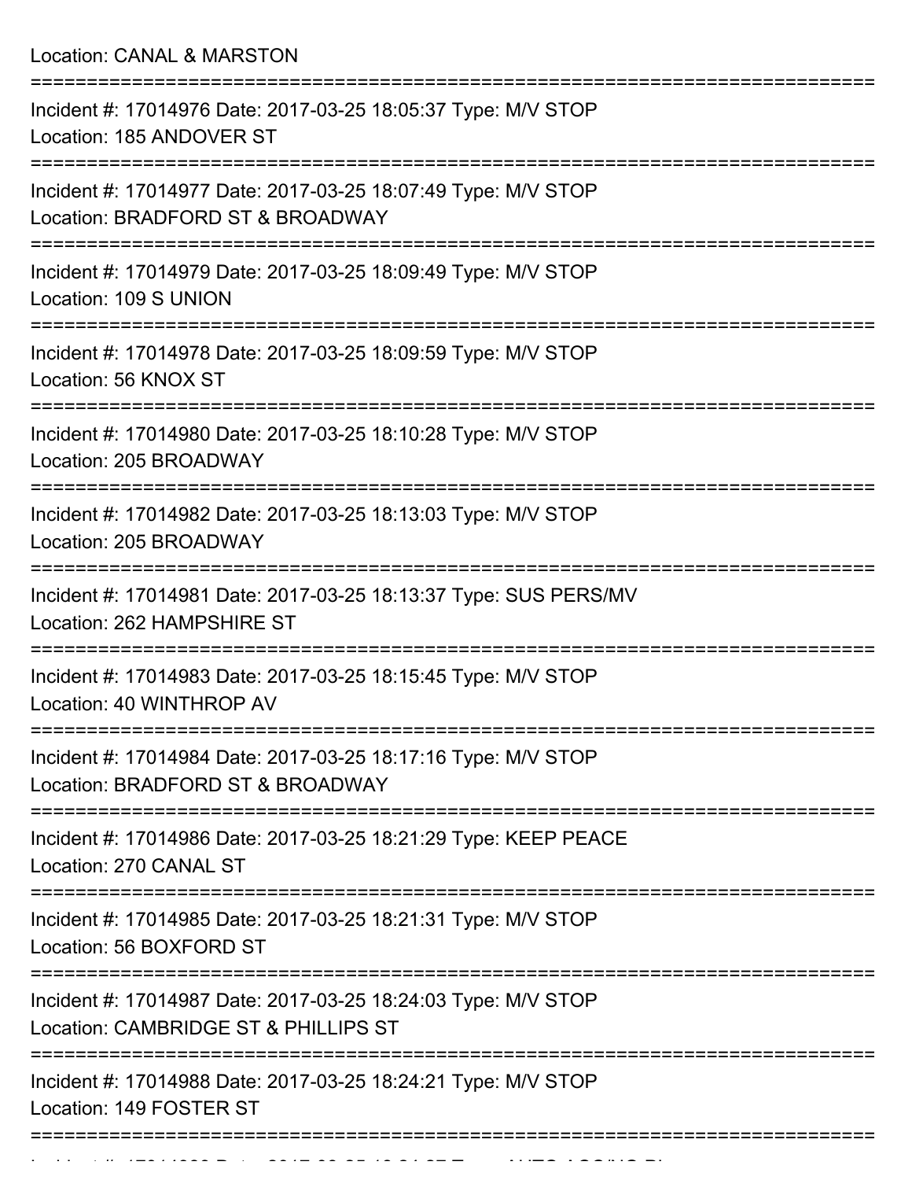Location: CANAL & MARSTON

===========================================================================

Incident #: 17014976 Date: 2017-03-25 18:05:37 Type: M/V STOP
Location: 185 ANDOVER ST

===========================================================================

Incident #: 17014977 Date: 2017-03-25 18:07:49 Type: M/V STOP
Location: BRADFORD ST & BROADWAY

===========================================================================

Incident #: 17014979 Date: 2017-03-25 18:09:49 Type: M/V STOP
Location: 109 S UNION

===========================================================================

Incident #: 17014978 Date: 2017-03-25 18:09:59 Type: M/V STOP
Location: 56 KNOX ST

===========================================================================

Incident #: 17014980 Date: 2017-03-25 18:10:28 Type: M/V STOP
Location: 205 BROADWAY

===========================================================================

Incident #: 17014982 Date: 2017-03-25 18:13:03 Type: M/V STOP
Location: 205 BROADWAY

===========================================================================

Incident #: 17014981 Date: 2017-03-25 18:13:37 Type: SUS PERS/MV
Location: 262 HAMPSHIRE ST

===========================================================================

Incident #: 17014983 Date: 2017-03-25 18:15:45 Type: M/V STOP
Location: 40 WINTHROP AV

===========================================================================

Incident #: 17014984 Date: 2017-03-25 18:17:16 Type: M/V STOP
Location: BRADFORD ST & BROADWAY

===========================================================================

Incident #: 17014986 Date: 2017-03-25 18:21:29 Type: KEEP PEACE
Location: 270 CANAL ST

===========================================================================

Incident #: 17014985 Date: 2017-03-25 18:21:31 Type: M/V STOP
Location: 56 BOXFORD ST

===========================================================================

Incident #: 17014987 Date: 2017-03-25 18:24:03 Type: M/V STOP
Location: CAMBRIDGE ST & PHILLIPS ST

===========================================================================

Incident #: 17014988 Date: 2017-03-25 18:24:21 Type: M/V STOP
Location: 149 FOSTER ST

===========================================================================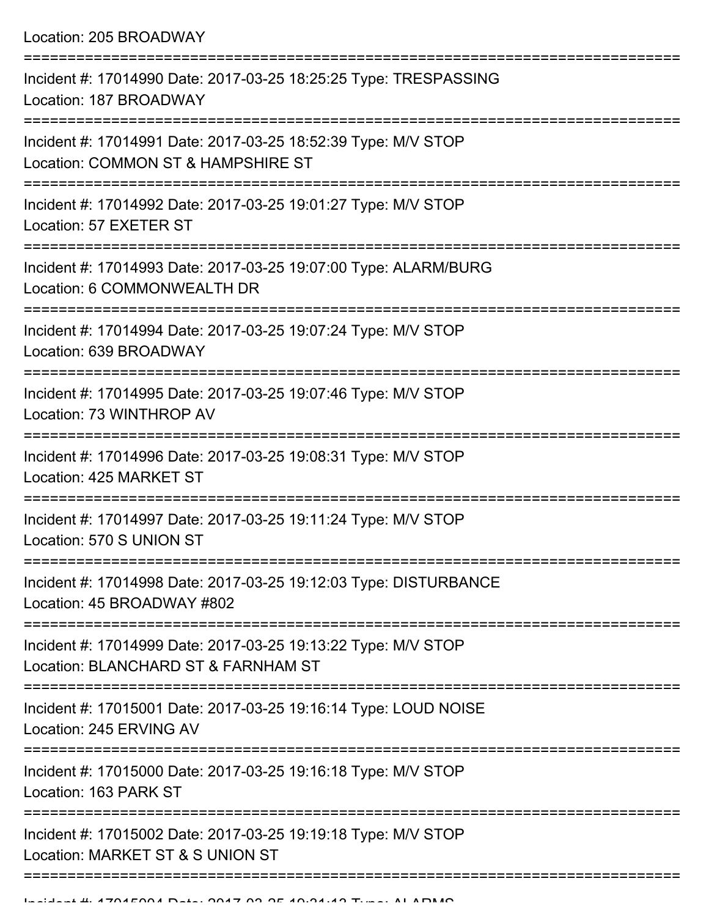Location: 205 BROADWAY

===========================================================================

Incident #: 17014990 Date: 2017-03-25 18:25:25 Type: TRESPASSING
Location: 187 BROADWAY

===========================================================================

Incident #: 17014991 Date: 2017-03-25 18:52:39 Type: M/V STOP
Location: COMMON ST & HAMPSHIRE ST

===========================================================================

Incident #: 17014992 Date: 2017-03-25 19:01:27 Type: M/V STOP
Location: 57 EXETER ST

===========================================================================

Incident #: 17014993 Date: 2017-03-25 19:07:00 Type: ALARM/BURG
Location: 6 COMMONWEALTH DR

===========================================================================

Incident #: 17014994 Date: 2017-03-25 19:07:24 Type: M/V STOP
Location: 639 BROADWAY

===========================================================================

Incident #: 17014995 Date: 2017-03-25 19:07:46 Type: M/V STOP
Location: 73 WINTHROP AV

===========================================================================

Incident #: 17014996 Date: 2017-03-25 19:08:31 Type: M/V STOP
Location: 425 MARKET ST

===========================================================================

Incident #: 17014997 Date: 2017-03-25 19:11:24 Type: M/V STOP
Location: 570 S UNION ST

===========================================================================

Incident #: 17014998 Date: 2017-03-25 19:12:03 Type: DISTURBANCE
Location: 45 BROADWAY #802

===========================================================================

Incident #: 17014999 Date: 2017-03-25 19:13:22 Type: M/V STOP
Location: BLANCHARD ST & FARNHAM ST

===========================================================================

Incident #: 17015001 Date: 2017-03-25 19:16:14 Type: LOUD NOISE
Location: 245 ERVING AV

===========================================================================

Incident #: 17015000 Date: 2017-03-25 19:16:18 Type: M/V STOP
Location: 163 PARK ST

===========================================================================

Incident #: 17015002 Date: 2017-03-25 19:19:18 Type: M/V STOP
Location: MARKET ST & S UNION ST

===========================================================================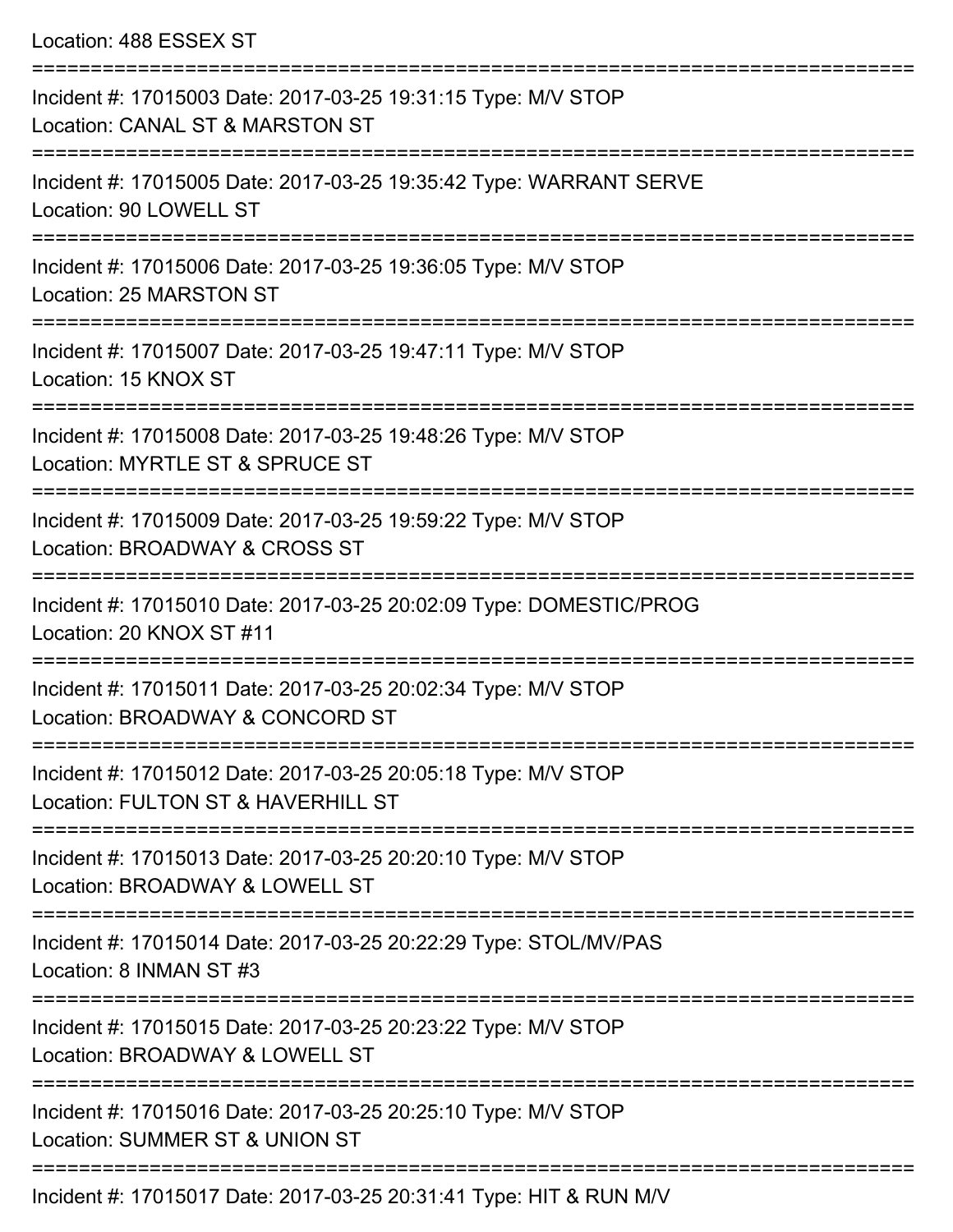Location: 488 ESSEX ST

===========================================================================

Incident #: 17015003 Date: 2017-03-25 19:31:15 Type: M/V STOP
Location: CANAL ST & MARSTON ST

===========================================================================

Incident #: 17015005 Date: 2017-03-25 19:35:42 Type: WARRANT SERVE
Location: 90 LOWELL ST

===========================================================================

Incident #: 17015006 Date: 2017-03-25 19:36:05 Type: M/V STOP
Location: 25 MARSTON ST

===========================================================================

Incident #: 17015007 Date: 2017-03-25 19:47:11 Type: M/V STOP
Location: 15 KNOX ST

===========================================================================

Incident #: 17015008 Date: 2017-03-25 19:48:26 Type: M/V STOP
Location: MYRTLE ST & SPRUCE ST

===========================================================================

Incident #: 17015009 Date: 2017-03-25 19:59:22 Type: M/V STOP
Location: BROADWAY & CROSS ST

===========================================================================

Incident #: 17015010 Date: 2017-03-25 20:02:09 Type: DOMESTIC/PROG
Location: 20 KNOX ST #11

===========================================================================

Incident #: 17015011 Date: 2017-03-25 20:02:34 Type: M/V STOP
Location: BROADWAY & CONCORD ST

===========================================================================

Incident #: 17015012 Date: 2017-03-25 20:05:18 Type: M/V STOP
Location: FULTON ST & HAVERHILL ST

===========================================================================

Incident #: 17015013 Date: 2017-03-25 20:20:10 Type: M/V STOP
Location: BROADWAY & LOWELL ST

===========================================================================

Incident #: 17015014 Date: 2017-03-25 20:22:29 Type: STOL/MV/PAS
Location: 8 INMAN ST #3

===========================================================================

Incident #: 17015015 Date: 2017-03-25 20:23:22 Type: M/V STOP
Location: BROADWAY & LOWELL ST

===========================================================================

Incident #: 17015016 Date: 2017-03-25 20:25:10 Type: M/V STOP
Location: SUMMER ST & UNION ST

===========================================================================

Incident #: 17015017 Date: 2017-03-25 20:31:41 Type: HIT & RUN M/V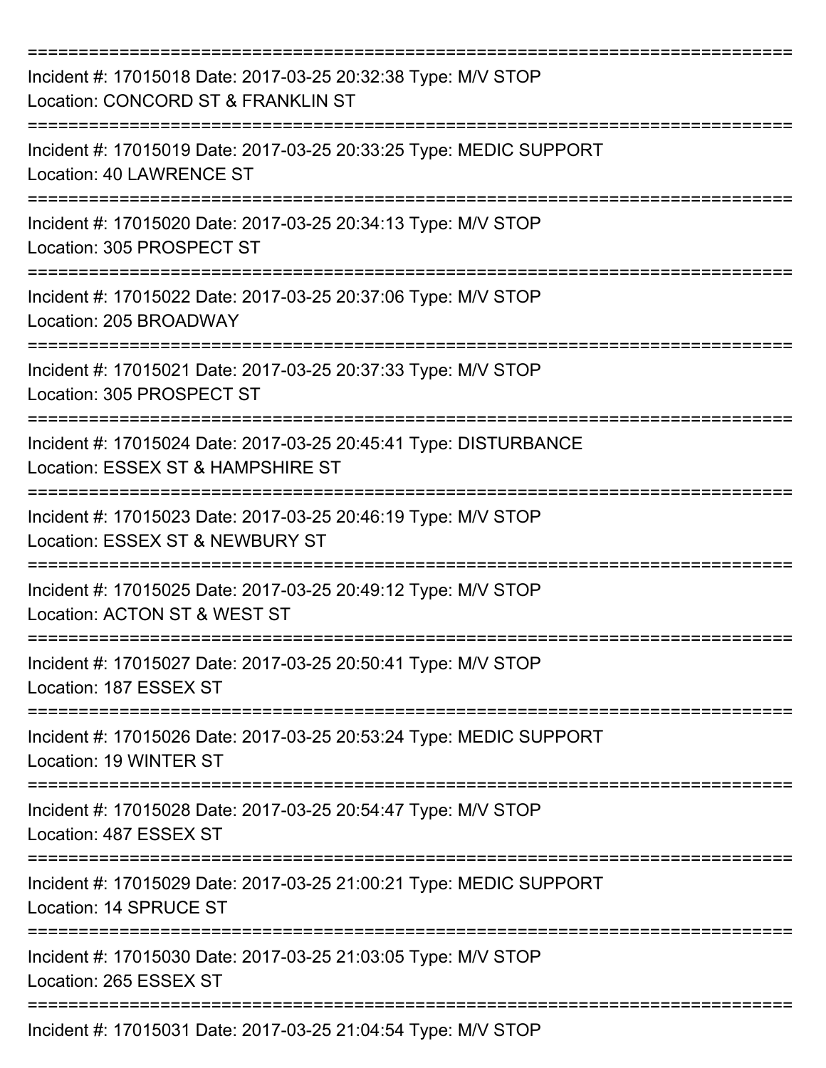===========================================================================

Incident #: 17015018 Date: 2017-03-25 20:32:38 Type: M/V STOP
Location: CONCORD ST & FRANKLIN ST

===========================================================================

Incident #: 17015019 Date: 2017-03-25 20:33:25 Type: MEDIC SUPPORT
Location: 40 LAWRENCE ST

===========================================================================

Incident #: 17015020 Date: 2017-03-25 20:34:13 Type: M/V STOP
Location: 305 PROSPECT ST

===========================================================================

Incident #: 17015022 Date: 2017-03-25 20:37:06 Type: M/V STOP
Location: 205 BROADWAY

===========================================================================

Incident #: 17015021 Date: 2017-03-25 20:37:33 Type: M/V STOP
Location: 305 PROSPECT ST

===========================================================================

Incident #: 17015024 Date: 2017-03-25 20:45:41 Type: DISTURBANCE
Location: ESSEX ST & HAMPSHIRE ST

===========================================================================

Incident #: 17015023 Date: 2017-03-25 20:46:19 Type: M/V STOP
Location: ESSEX ST & NEWBURY ST

===========================================================================

Incident #: 17015025 Date: 2017-03-25 20:49:12 Type: M/V STOP
Location: ACTON ST & WEST ST

===========================================================================

Incident #: 17015027 Date: 2017-03-25 20:50:41 Type: M/V STOP
Location: 187 ESSEX ST

===========================================================================

Incident #: 17015026 Date: 2017-03-25 20:53:24 Type: MEDIC SUPPORT
Location: 19 WINTER ST

===========================================================================

Incident #: 17015028 Date: 2017-03-25 20:54:47 Type: M/V STOP
Location: 487 ESSEX ST

===========================================================================

Incident #: 17015029 Date: 2017-03-25 21:00:21 Type: MEDIC SUPPORT
Location: 14 SPRUCE ST

===========================================================================

Incident #: 17015030 Date: 2017-03-25 21:03:05 Type: M/V STOP
Location: 265 ESSEX ST

===========================================================================

Incident #: 17015031 Date: 2017-03-25 21:04:54 Type: M/V STOP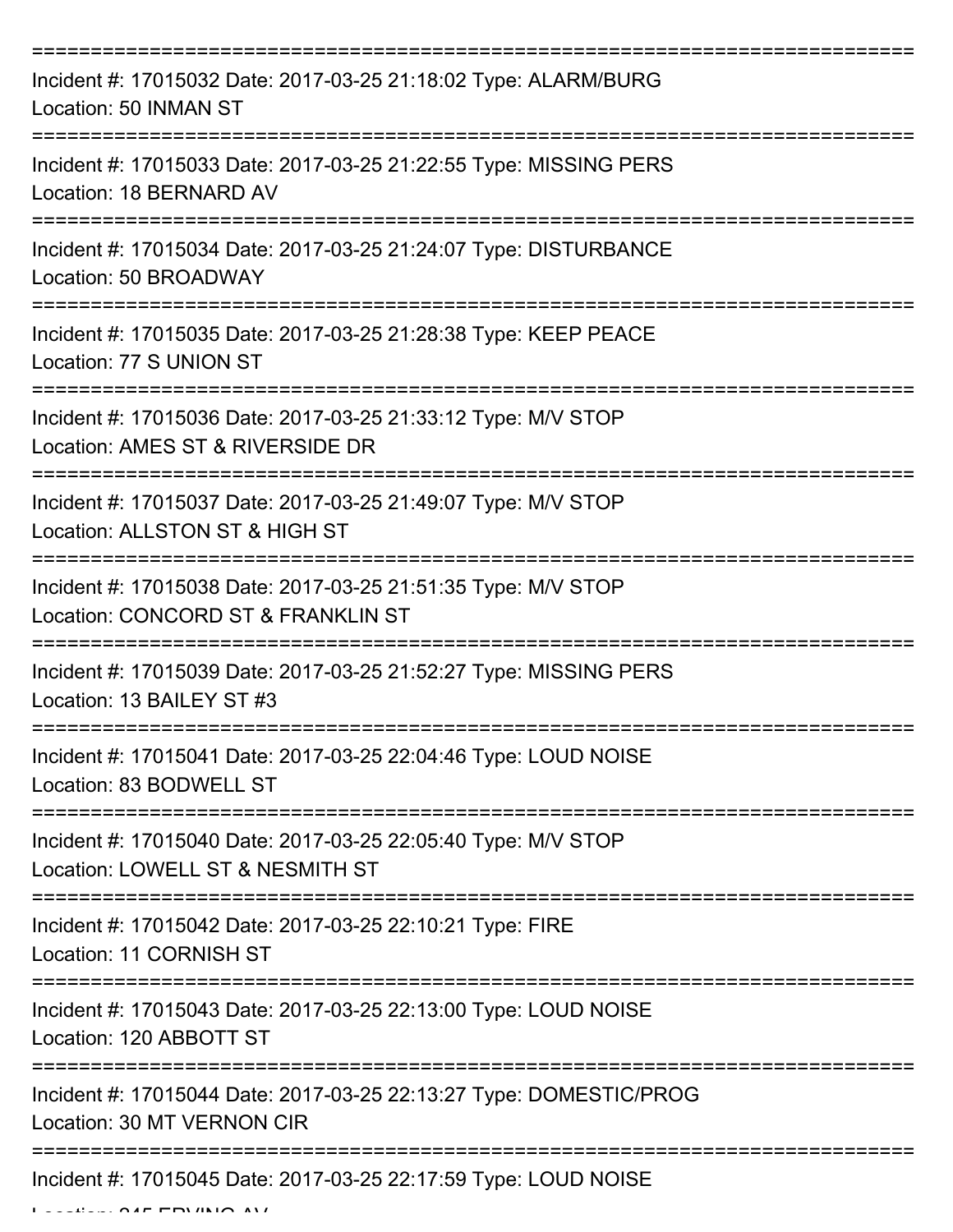===========================================================================

Incident #: 17015032 Date: 2017-03-25 21:18:02 Type: ALARM/BURG

Location: 50 INMAN ST

===========================================================================

Incident #: 17015033 Date: 2017-03-25 21:22:55 Type: MISSING PERS

Location: 18 BERNARD AV

===========================================================================

Incident #: 17015034 Date: 2017-03-25 21:24:07 Type: DISTURBANCE

Location: 50 BROADWAY

===========================================================================

Incident #: 17015035 Date: 2017-03-25 21:28:38 Type: KEEP PEACE

Location: 77 S UNION ST

===========================================================================

Incident #: 17015036 Date: 2017-03-25 21:33:12 Type: M/V STOP

Location: AMES ST & RIVERSIDE DR

===========================================================================

Incident #: 17015037 Date: 2017-03-25 21:49:07 Type: M/V STOP

Location: ALLSTON ST & HIGH ST

===========================================================================

Incident #: 17015038 Date: 2017-03-25 21:51:35 Type: M/V STOP

Location: CONCORD ST & FRANKLIN ST

===========================================================================

Incident #: 17015039 Date: 2017-03-25 21:52:27 Type: MISSING PERS

Location: 13 BAILEY ST #3

===========================================================================

Incident #: 17015041 Date: 2017-03-25 22:04:46 Type: LOUD NOISE

Location: 83 BODWELL ST

===========================================================================

Incident #: 17015040 Date: 2017-03-25 22:05:40 Type: M/V STOP

Location: LOWELL ST & NESMITH ST

===========================================================================

Incident #: 17015042 Date: 2017-03-25 22:10:21 Type: FIRE

Location: 11 CORNISH ST

===========================================================================

Incident #: 17015043 Date: 2017-03-25 22:13:00 Type: LOUD NOISE

Location: 120 ABBOTT ST

===========================================================================

Incident #: 17015044 Date: 2017-03-25 22:13:27 Type: DOMESTIC/PROG

Location: 30 MT VERNON CIR

===========================================================================

Incident #: 17015045 Date: 2017-03-25 22:17:59 Type: LOUD NOISE

Location: 245 ERVING AV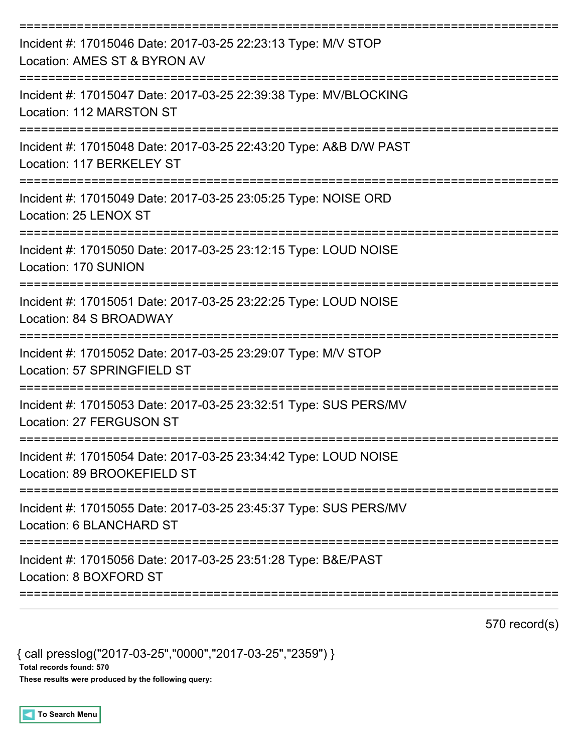Incident #: 17015046 Date: 2017-03-25 22:23:13 Type: M/V STOP
Location: AMES ST & BYRON AV

Incident #: 17015047 Date: 2017-03-25 22:39:38 Type: MV/BLOCKING
Location: 112 MARSTON ST

Incident #: 17015048 Date: 2017-03-25 22:43:20 Type: A&B D/W PAST
Location: 117 BERKELEY ST

Incident #: 17015049 Date: 2017-03-25 23:05:25 Type: NOISE ORD
Location: 25 LENOX ST

Incident #: 17015050 Date: 2017-03-25 23:12:15 Type: LOUD NOISE
Location: 170 SUNION

Incident #: 17015051 Date: 2017-03-25 23:22:25 Type: LOUD NOISE
Location: 84 S BROADWAY

Incident #: 17015052 Date: 2017-03-25 23:29:07 Type: M/V STOP
Location: 57 SPRINGFIELD ST

Incident #: 17015053 Date: 2017-03-25 23:32:51 Type: SUS PERS/MV
Location: 27 FERGUSON ST

Incident #: 17015054 Date: 2017-03-25 23:34:42 Type: LOUD NOISE
Location: 89 BROOKEFIELD ST

Incident #: 17015055 Date: 2017-03-25 23:45:37 Type: SUS PERS/MV
Location: 6 BLANCHARD ST

Incident #: 17015056 Date: 2017-03-25 23:51:28 Type: B&E/PAST
Location: 8 BOXFORD ST

570 record(s)

{ call presslog("2017-03-25","0000","2017-03-25","2359") }

**Total records found: 570**

**These results were produced by the following query:**

To Search Menu